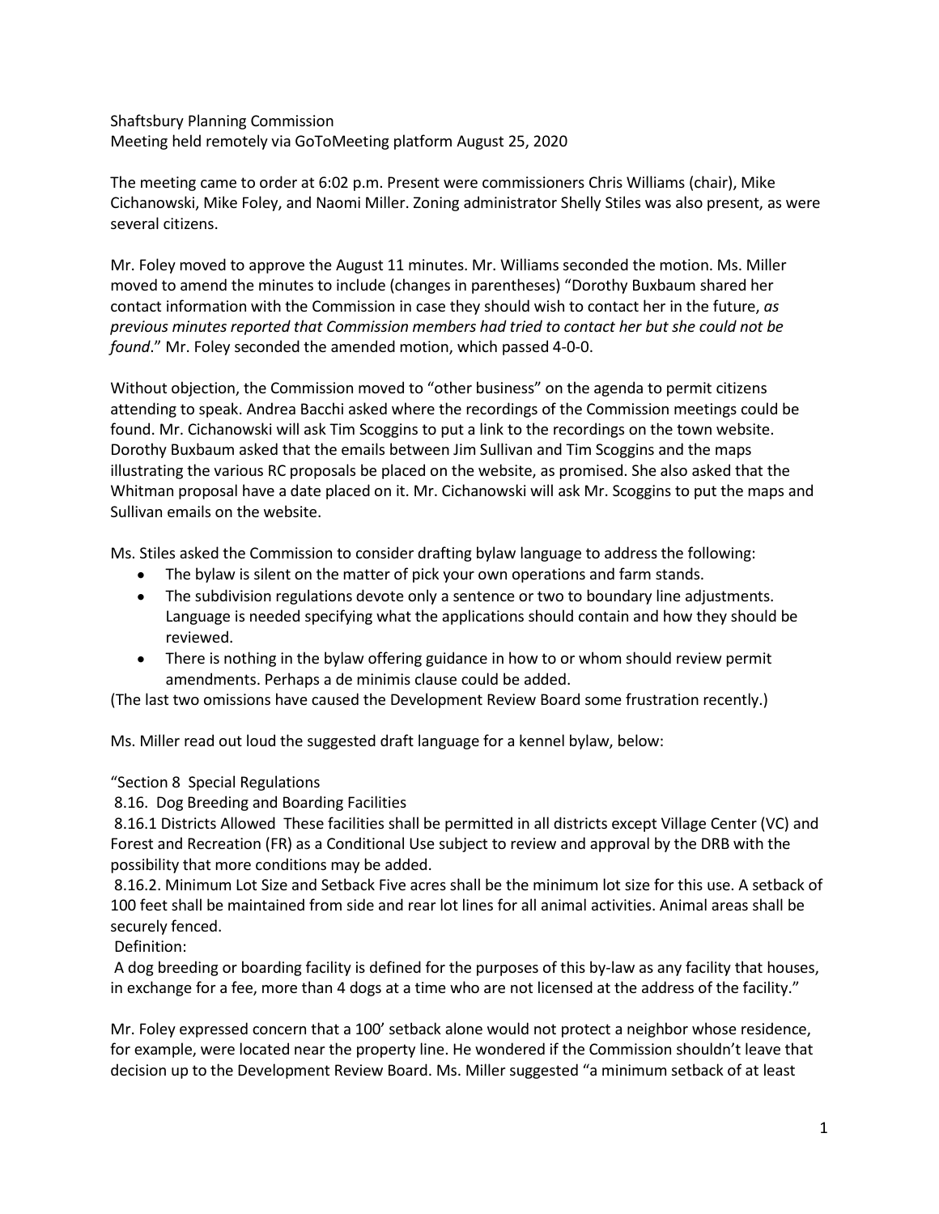Shaftsbury Planning Commission
Meeting held remotely via GoToMeeting platform August 25, 2020

The meeting came to order at 6:02 p.m. Present were commissioners Chris Williams (chair), Mike Cichanowski, Mike Foley, and Naomi Miller. Zoning administrator Shelly Stiles was also present, as were several citizens.

Mr. Foley moved to approve the August 11 minutes. Mr. Williams seconded the motion. Ms. Miller moved to amend the minutes to include (changes in parentheses) "Dorothy Buxbaum shared her contact information with the Commission in case they should wish to contact her in the future, *as previous minutes reported that Commission members had tried to contact her but she could not be found*." Mr. Foley seconded the amended motion, which passed 4-0-0.

Without objection, the Commission moved to "other business" on the agenda to permit citizens attending to speak. Andrea Bacchi asked where the recordings of the Commission meetings could be found. Mr. Cichanowski will ask Tim Scoggins to put a link to the recordings on the town website. Dorothy Buxbaum asked that the emails between Jim Sullivan and Tim Scoggins and the maps illustrating the various RC proposals be placed on the website, as promised. She also asked that the Whitman proposal have a date placed on it. Mr. Cichanowski will ask Mr. Scoggins to put the maps and Sullivan emails on the website.

Ms. Stiles asked the Commission to consider drafting bylaw language to address the following:

- The bylaw is silent on the matter of pick your own operations and farm stands.
- The subdivision regulations devote only a sentence or two to boundary line adjustments. Language is needed specifying what the applications should contain and how they should be reviewed.
- There is nothing in the bylaw offering guidance in how to or whom should review permit amendments. Perhaps a de minimis clause could be added.

(The last two omissions have caused the Development Review Board some frustration recently.)

Ms. Miller read out loud the suggested draft language for a kennel bylaw, below:

"Section 8 Special Regulations

8.16. Dog Breeding and Boarding Facilities

8.16.1 Districts Allowed These facilities shall be permitted in all districts except Village Center (VC) and Forest and Recreation (FR) as a Conditional Use subject to review and approval by the DRB with the possibility that more conditions may be added.

8.16.2. Minimum Lot Size and Setback Five acres shall be the minimum lot size for this use. A setback of 100 feet shall be maintained from side and rear lot lines for all animal activities. Animal areas shall be securely fenced.

Definition:

A dog breeding or boarding facility is defined for the purposes of this by-law as any facility that houses, in exchange for a fee, more than 4 dogs at a time who are not licensed at the address of the facility."

Mr. Foley expressed concern that a 100' setback alone would not protect a neighbor whose residence, for example, were located near the property line. He wondered if the Commission shouldn't leave that decision up to the Development Review Board. Ms. Miller suggested "a minimum setback of at least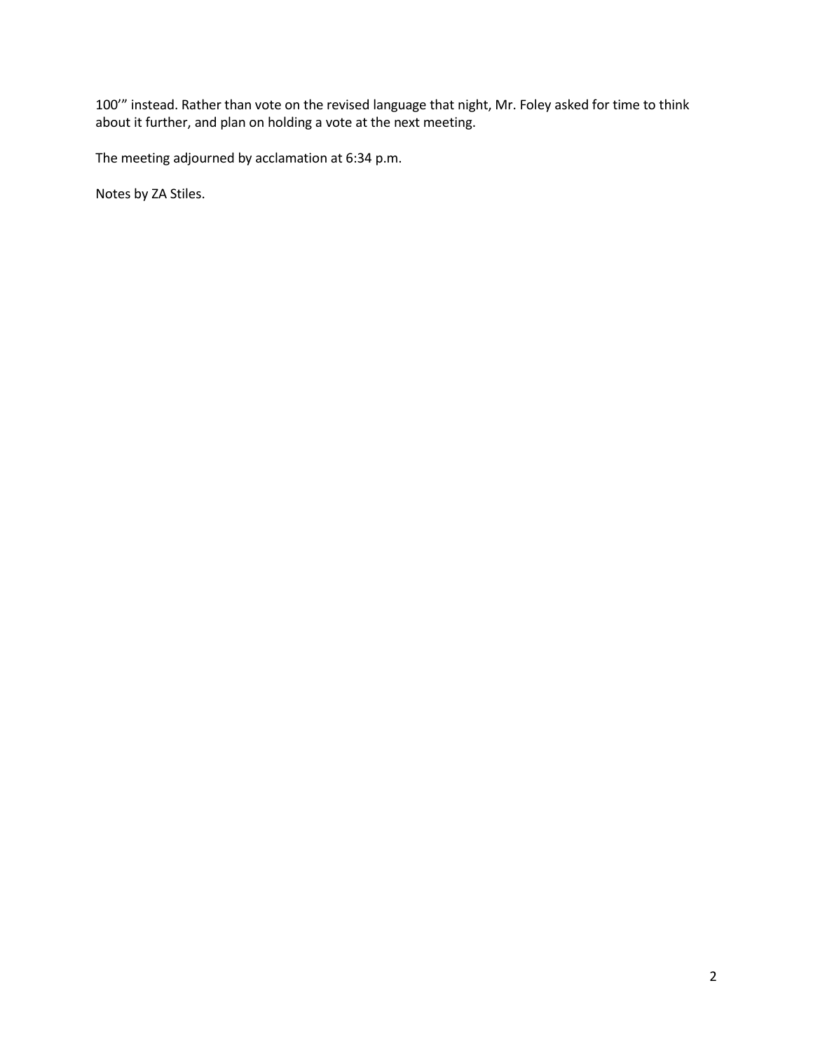100'" instead. Rather than vote on the revised language that night, Mr. Foley asked for time to think about it further, and plan on holding a vote at the next meeting.

The meeting adjourned by acclamation at 6:34 p.m.

Notes by ZA Stiles.